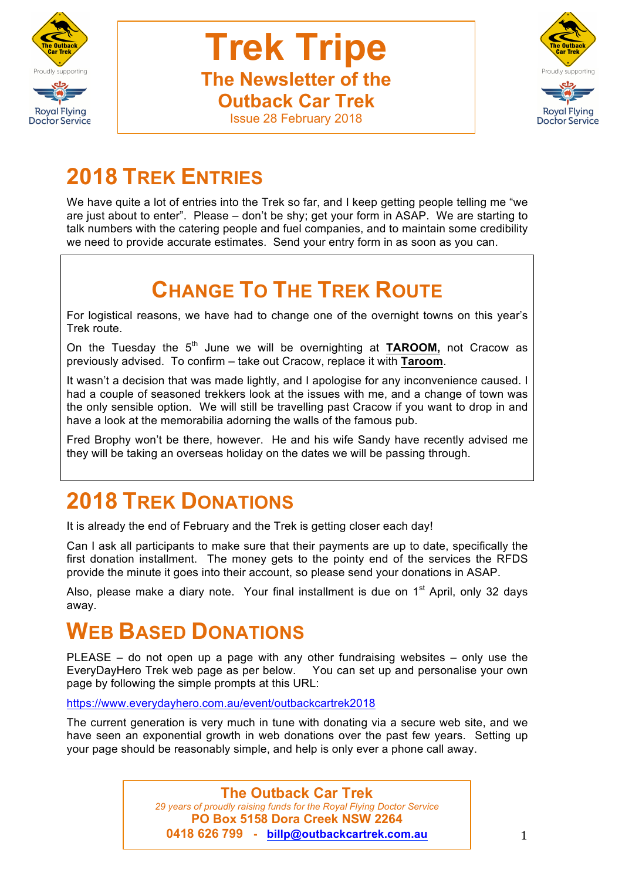# Trek Tripe

## The Newsletter of the Outback Car Trek

Issue 28 February 2018

## 2018 Trek Entries

We have quite a lot of entries into the Trek so far, and I keep getting people telling me "we are just about to enter". Please – don't be shy; get your form in ASAP. We are starting to talk numbers with the catering people and fuel companies, and to maintain some credibility we need to provide accurate estimates. Send your entry form in as soon as you can.

## Change To The Trek Route

For logistical reasons, we have had to change one of the overnight towns on this year's Trek route.

On the Tuesday the 5th June we will be overnighting at **TAROOM,** not Cracow as previously advised. To confirm – take out Cracow, replace it with **Taroom**.

It wasn't a decision that was made lightly, and I apologise for any inconvenience caused. I had a couple of seasoned trekkers look at the issues with me, and a change of town was the only sensible option. We will still be travelling past Cracow if you want to drop in and have a look at the memorabilia adorning the walls of the famous pub.

Fred Brophy won't be there, however. He and his wife Sandy have recently advised me they will be taking an overseas holiday on the dates we will be passing through.

## 2018 Trek Donations

It is already the end of February and the Trek is getting closer each day!

Can I ask all participants to make sure that their payments are up to date, specifically the first donation installment. The money gets to the pointy end of the services the RFDS provide the minute it goes into their account, so please send your donations in ASAP.

Also, please make a diary note. Your final installment is due on 1st April, only 32 days away.

## Web Based Donations

PLEASE – do not open up a page with any other fundraising websites – only use the EveryDayHero Trek web page as per below. You can set up and personalise your own page by following the simple prompts at this URL:

https://www.everydayhero.com.au/event/outbackcartrek2018

The current generation is very much in tune with donating via a secure web site, and we have seen an exponential growth in web donations over the past few years. Setting up your page should be reasonably simple, and help is only ever a phone call away.

**The Outback Car Trek**

*29 years of proudly raising funds for the Royal Flying Doctor Service*

**PO Box 5158 Dora Creek NSW 2264**

**0418 626 799 - billp@outbackcartrek.com.au**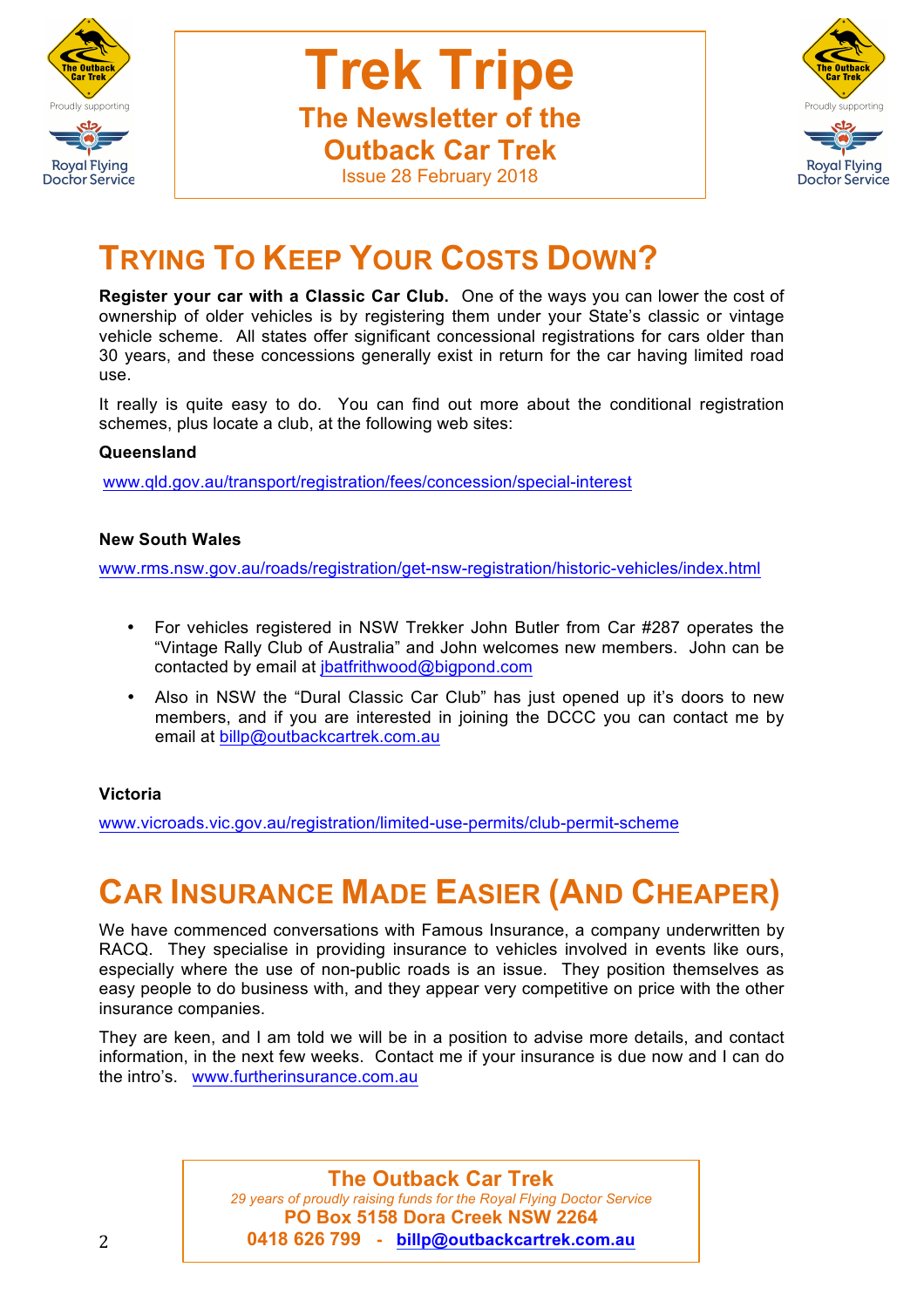# Trek Tripe

## The Newsletter of the Outback Car Trek

Issue 28 February 2018

# TRYING TO KEEP YOUR COSTS DOWN?

**Register your car with a Classic Car Club.** One of the ways you can lower the cost of ownership of older vehicles is by registering them under your State's classic or vintage vehicle scheme. All states offer significant concessional registrations for cars older than 30 years, and these concessions generally exist in return for the car having limited road use.

It really is quite easy to do. You can find out more about the conditional registration schemes, plus locate a club, at the following web sites:

**Queensland**

www.qld.gov.au/transport/registration/fees/concession/special-interest

**New South Wales**

www.rms.nsw.gov.au/roads/registration/get-nsw-registration/historic-vehicles/index.html

- For vehicles registered in NSW Trekker John Butler from Car #287 operates the "Vintage Rally Club of Australia" and John welcomes new members. John can be contacted by email at jbatfrithwood@bigpond.com
- Also in NSW the "Dural Classic Car Club" has just opened up it's doors to new members, and if you are interested in joining the DCCC you can contact me by email at billp@outbackcartrek.com.au

**Victoria**

www.vicroads.vic.gov.au/registration/limited-use-permits/club-permit-scheme

# CAR INSURANCE MADE EASIER (AND CHEAPER)

We have commenced conversations with Famous Insurance, a company underwritten by RACQ. They specialise in providing insurance to vehicles involved in events like ours, especially where the use of non-public roads is an issue. They position themselves as easy people to do business with, and they appear very competitive on price with the other insurance companies.

They are keen, and I am told we will be in a position to advise more details, and contact information, in the next few weeks. Contact me if your insurance is due now and I can do the intro's. www.furtherinsurance.com.au

**The Outback Car Trek**

*29 years of proudly raising funds for the Royal Flying Doctor Service*

**PO Box 5158 Dora Creek NSW 2264**

**0418 626 799 - billp@outbackcartrek.com.au**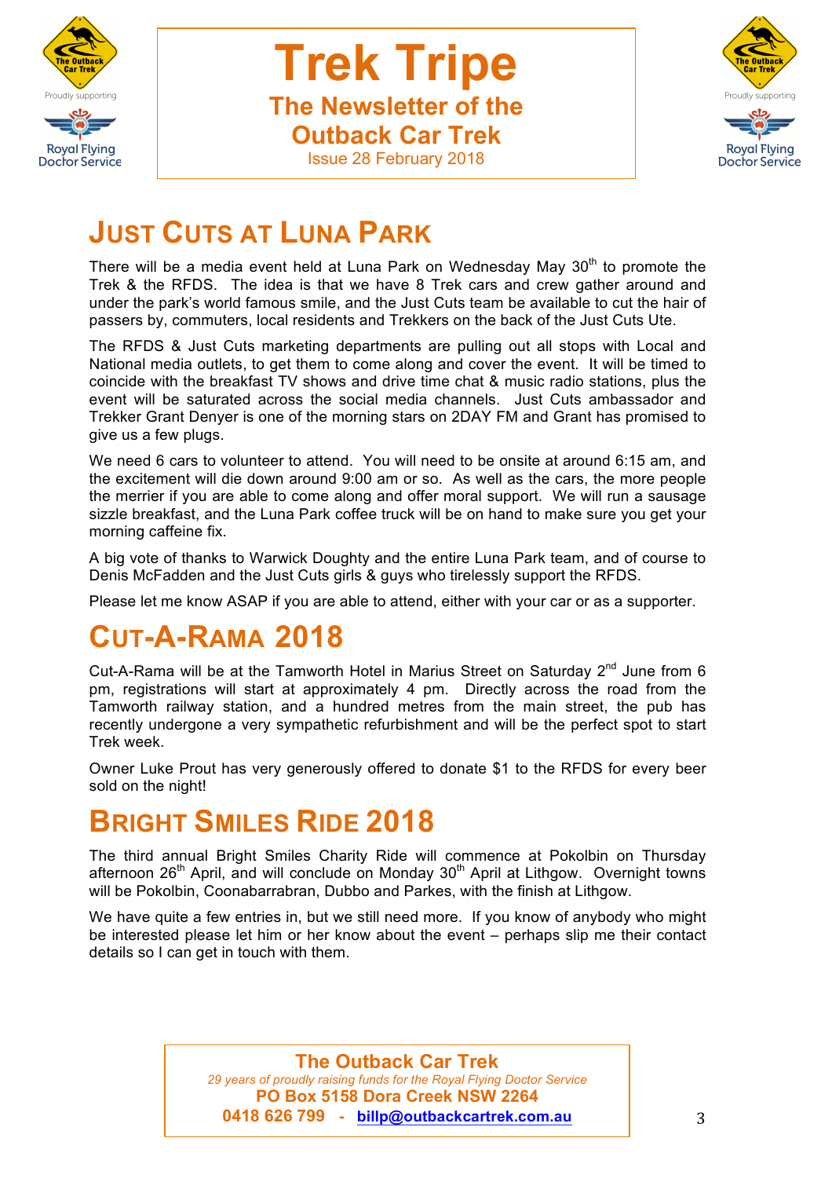# Trek Tripe

**The Newsletter of the Outback Car Trek**

Issue 28 February 2018

## JUST CUTS AT LUNA PARK

There will be a media event held at Luna Park on Wednesday May 30th to promote the Trek & the RFDS. The idea is that we have 8 Trek cars and crew gather around and under the park's world famous smile, and the Just Cuts team be available to cut the hair of passers by, commuters, local residents and Trekkers on the back of the Just Cuts Ute.

The RFDS & Just Cuts marketing departments are pulling out all stops with Local and National media outlets, to get them to come along and cover the event. It will be timed to coincide with the breakfast TV shows and drive time chat & music radio stations, plus the event will be saturated across the social media channels. Just Cuts ambassador and Trekker Grant Denyer is one of the morning stars on 2DAY FM and Grant has promised to give us a few plugs.

We need 6 cars to volunteer to attend. You will need to be onsite at around 6:15 am, and the excitement will die down around 9:00 am or so. As well as the cars, the more people the merrier if you are able to come along and offer moral support. We will run a sausage sizzle breakfast, and the Luna Park coffee truck will be on hand to make sure you get your morning caffeine fix.

A big vote of thanks to Warwick Doughty and the entire Luna Park team, and of course to Denis McFadden and the Just Cuts girls & guys who tirelessly support the RFDS.

Please let me know ASAP if you are able to attend, either with your car or as a supporter.

## CUT-A-RAMA 2018

Cut-A-Rama will be at the Tamworth Hotel in Marius Street on Saturday 2nd June from 6 pm, registrations will start at approximately 4 pm. Directly across the road from the Tamworth railway station, and a hundred metres from the main street, the pub has recently undergone a very sympathetic refurbishment and will be the perfect spot to start Trek week.

Owner Luke Prout has very generously offered to donate $1 to the RFDS for every beer sold on the night!

## BRIGHT SMILES RIDE 2018

The third annual Bright Smiles Charity Ride will commence at Pokolbin on Thursday afternoon 26th April, and will conclude on Monday 30th April at Lithgow. Overnight towns will be Pokolbin, Coonabarrabran, Dubbo and Parkes, with the finish at Lithgow.

We have quite a few entries in, but we still need more. If you know of anybody who might be interested please let him or her know about the event – perhaps slip me their contact details so I can get in touch with them.

**The Outback Car Trek**

*29 years of proudly raising funds for the Royal Flying Doctor Service*

**PO Box 5158 Dora Creek NSW 2264**

**0418 626 799 - billp@outbackcartrek.com.au**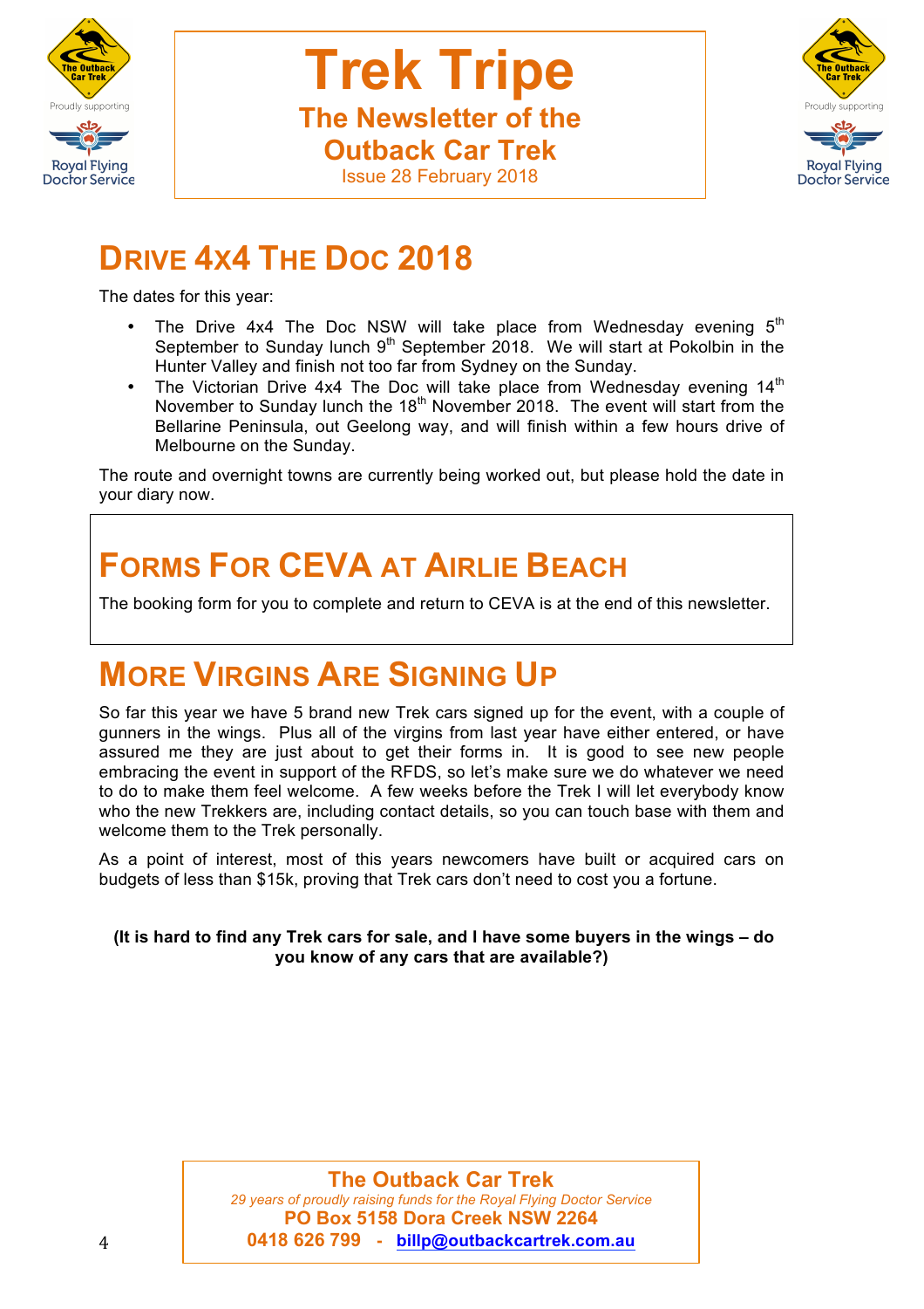# Trek Tripe

**The Newsletter of the Outback Car Trek**

Issue 28 February 2018

## Drive 4x4 The Doc 2018

The dates for this year:

- The Drive 4x4 The Doc NSW will take place from Wednesday evening 5th September to Sunday lunch 9th September 2018. We will start at Pokolbin in the Hunter Valley and finish not too far from Sydney on the Sunday.
- The Victorian Drive 4x4 The Doc will take place from Wednesday evening 14th November to Sunday lunch the 18th November 2018. The event will start from the Bellarine Peninsula, out Geelong way, and will finish within a few hours drive of Melbourne on the Sunday.

The route and overnight towns are currently being worked out, but please hold the date in your diary now.

## Forms For CEVA at Airlie Beach

The booking form for you to complete and return to CEVA is at the end of this newsletter.

## More Virgins Are Signing Up

So far this year we have 5 brand new Trek cars signed up for the event, with a couple of gunners in the wings. Plus all of the virgins from last year have either entered, or have assured me they are just about to get their forms in. It is good to see new people embracing the event in support of the RFDS, so let's make sure we do whatever we need to do to make them feel welcome. A few weeks before the Trek I will let everybody know who the new Trekkers are, including contact details, so you can touch base with them and welcome them to the Trek personally.

As a point of interest, most of this years newcomers have built or acquired cars on budgets of less than $15k, proving that Trek cars don't need to cost you a fortune.

**(It is hard to find any Trek cars for sale, and I have some buyers in the wings – do you know of any cars that are available?)**

**The Outback Car Trek**

*29 years of proudly raising funds for the Royal Flying Doctor Service*

**PO Box 5158 Dora Creek NSW 2264**

**0418 626 799 - billp@outbackcartrek.com.au**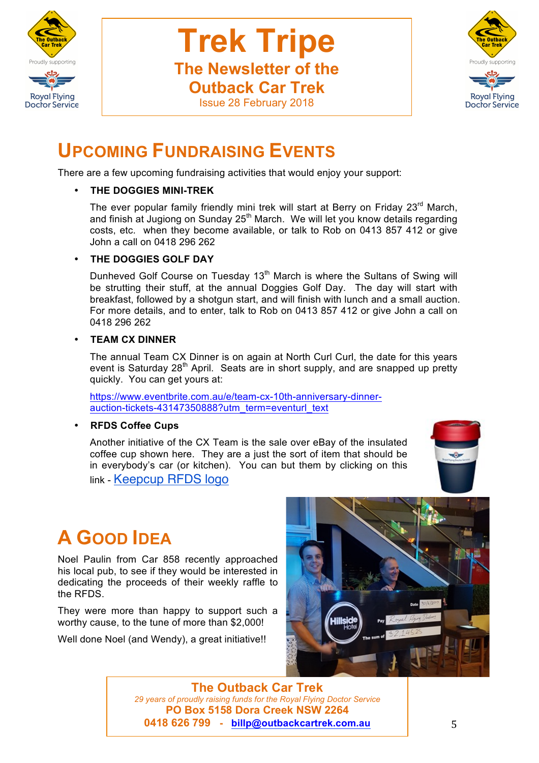# Trek Tripe

## The Newsletter of the Outback Car Trek

Issue 28 February 2018

## Upcoming Fundraising Events

There are a few upcoming fundraising activities that would enjoy your support:

- **THE DOGGIES MINI-TREK**

  The ever popular family friendly mini trek will start at Berry on Friday 23rd March, and finish at Jugiong on Sunday 25th March. We will let you know details regarding costs, etc. when they become available, or talk to Rob on 0413 857 412 or give John a call on 0418 296 262

- **THE DOGGIES GOLF DAY**

  Dunheved Golf Course on Tuesday 13th March is where the Sultans of Swing will be strutting their stuff, at the annual Doggies Golf Day. The day will start with breakfast, followed by a shotgun start, and will finish with lunch and a small auction. For more details, and to enter, talk to Rob on 0413 857 412 or give John a call on 0418 296 262

- **TEAM CX DINNER**

  The annual Team CX Dinner is on again at North Curl Curl, the date for this years event is Saturday 28th April. Seats are in short supply, and are snapped up pretty quickly. You can get yours at:

  https://www.eventbrite.com.au/e/team-cx-10th-anniversary-dinner-auction-tickets-43147350888?utm_term=eventurl_text

- **RFDS Coffee Cups**

  Another initiative of the CX Team is the sale over eBay of the insulated coffee cup shown here. They are a just the sort of item that should be in everybody's car (or kitchen). You can but them by clicking on this link - Keepcup RFDS logo

## A Good Idea

Noel Paulin from Car 858 recently approached his local pub, to see if they would be interested in dedicating the proceeds of their weekly raffle to the RFDS.

They were more than happy to support such a worthy cause, to the tune of more than $2,000!

Well done Noel (and Wendy), a great initiative!!

**The Outback Car Trek**

*29 years of proudly raising funds for the Royal Flying Doctor Service*

**PO Box 5158 Dora Creek NSW 2264**

**0418 626 799 - billp@outbackcartrek.com.au**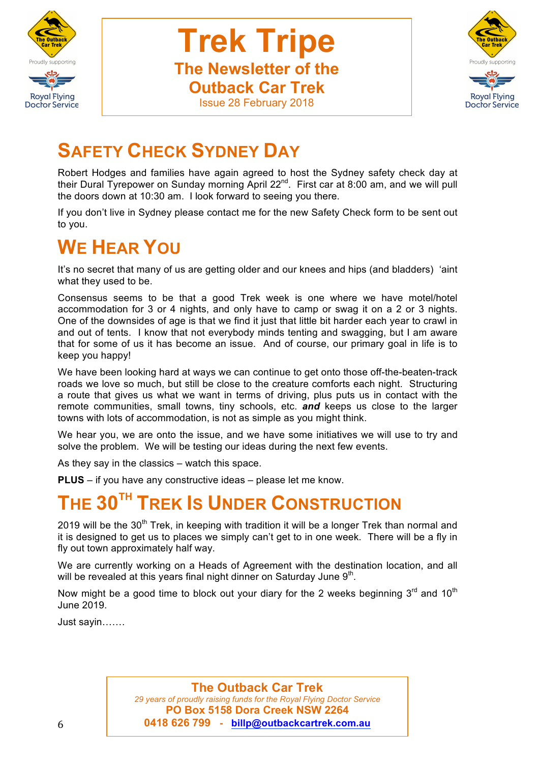# Trek Tripe

## The Newsletter of the Outback Car Trek

Issue 28 February 2018

## SAFETY CHECK SYDNEY DAY

Robert Hodges and families have again agreed to host the Sydney safety check day at their Dural Tyrepower on Sunday morning April 22nd. First car at 8:00 am, and we will pull the doors down at 10:30 am. I look forward to seeing you there.

If you don't live in Sydney please contact me for the new Safety Check form to be sent out to you.

## WE HEAR YOU

It's no secret that many of us are getting older and our knees and hips (and bladders) 'aint what they used to be.

Consensus seems to be that a good Trek week is one where we have motel/hotel accommodation for 3 or 4 nights, and only have to camp or swag it on a 2 or 3 nights. One of the downsides of age is that we find it just that little bit harder each year to crawl in and out of tents. I know that not everybody minds tenting and swagging, but I am aware that for some of us it has become an issue. And of course, our primary goal in life is to keep you happy!

We have been looking hard at ways we can continue to get onto those off-the-beaten-track roads we love so much, but still be close to the creature comforts each night. Structuring a route that gives us what we want in terms of driving, plus puts us in contact with the remote communities, small towns, tiny schools, etc. ***and*** keeps us close to the larger towns with lots of accommodation, is not as simple as you might think.

We hear you, we are onto the issue, and we have some initiatives we will use to try and solve the problem. We will be testing our ideas during the next few events.

As they say in the classics – watch this space.

**PLUS** – if you have any constructive ideas – please let me know.

## THE 30TH TREK IS UNDER CONSTRUCTION

2019 will be the 30th Trek, in keeping with tradition it will be a longer Trek than normal and it is designed to get us to places we simply can't get to in one week. There will be a fly in fly out town approximately half way.

We are currently working on a Heads of Agreement with the destination location, and all will be revealed at this years final night dinner on Saturday June 9th.

Now might be a good time to block out your diary for the 2 weeks beginning 3rd and 10th June 2019.

Just sayin…….

**The Outback Car Trek**

*29 years of proudly raising funds for the Royal Flying Doctor Service*

**PO Box 5158 Dora Creek NSW 2264**

**0418 626 799 - billp@outbackcartrek.com.au**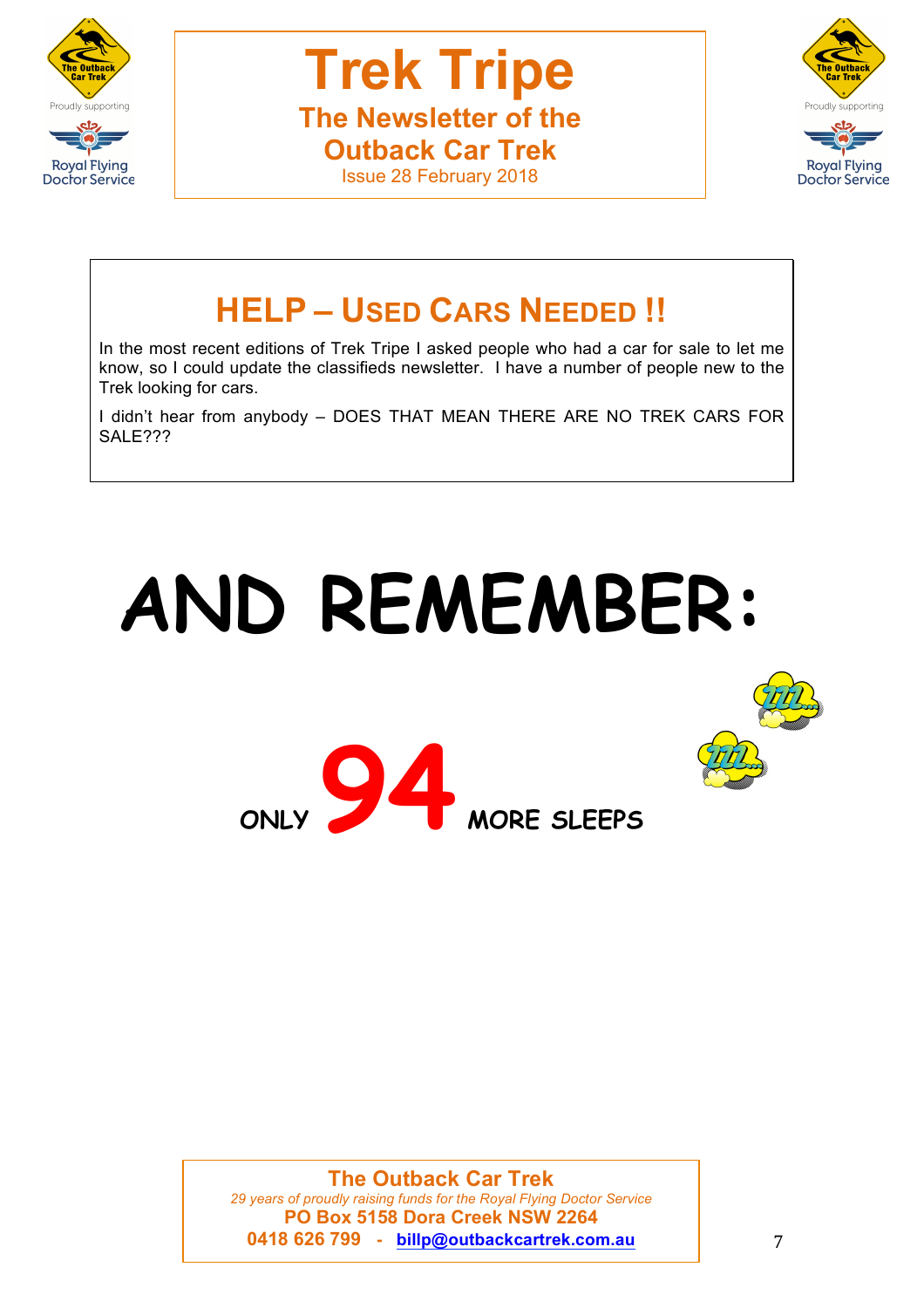# HELP – USED CARS NEEDED !!

In the most recent editions of Trek Tripe I asked people who had a car for sale to let me know, so I could update the classifieds newsletter. I have a number of people new to the Trek looking for cars.

I didn't hear from anybody – DOES THAT MEAN THERE ARE NO TREK CARS FOR SALE???

# AND REMEMBER:

**ONLY 94 MORE SLEEPS**

**The Outback Car Trek**
*29 years of proudly raising funds for the Royal Flying Doctor Service*
**PO Box 5158 Dora Creek NSW 2264**
**0418 626 799 - billp@outbackcartrek.com.au**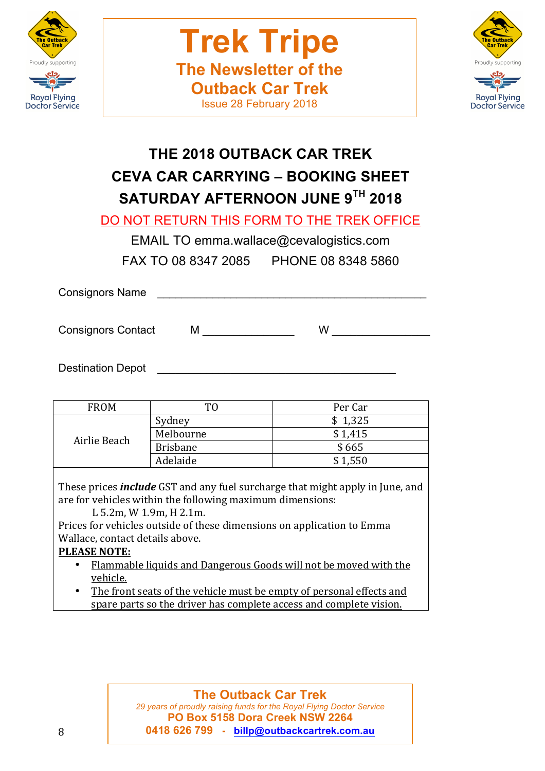# THE 2018 OUTBACK CAR TREK

## CEVA CAR CARRYING – BOOKING SHEET

## SATURDAY AFTERNOON JUNE 9TH 2018

DO NOT RETURN THIS FORM TO THE TREK OFFICE

EMAIL TO emma.wallace@cevalogistics.com

FAX TO 08 8347 2085 PHONE 08 8348 5860

Consignors Name ___________________________________________

Consignors Contact M _______________ W ________________

Destination Depot _______________________________________

| FROM | TO | Per Car |
|---|---|---|
| Airlie Beach | Sydney | $ 1,325 |
| | Melbourne | $ 1,415 |
| | Brisbane | $ 665 |
| | Adelaide | $ 1,550 |

These prices ***include*** GST and any fuel surcharge that might apply in June, and are for vehicles within the following maximum dimensions:

L 5.2m, W 1.9m, H 2.1m.

Prices for vehicles outside of these dimensions on application to Emma Wallace, contact details above.

**PLEASE NOTE:**

- Flammable liquids and Dangerous Goods will not be moved with the vehicle.
- The front seats of the vehicle must be empty of personal effects and spare parts so the driver has complete access and complete vision.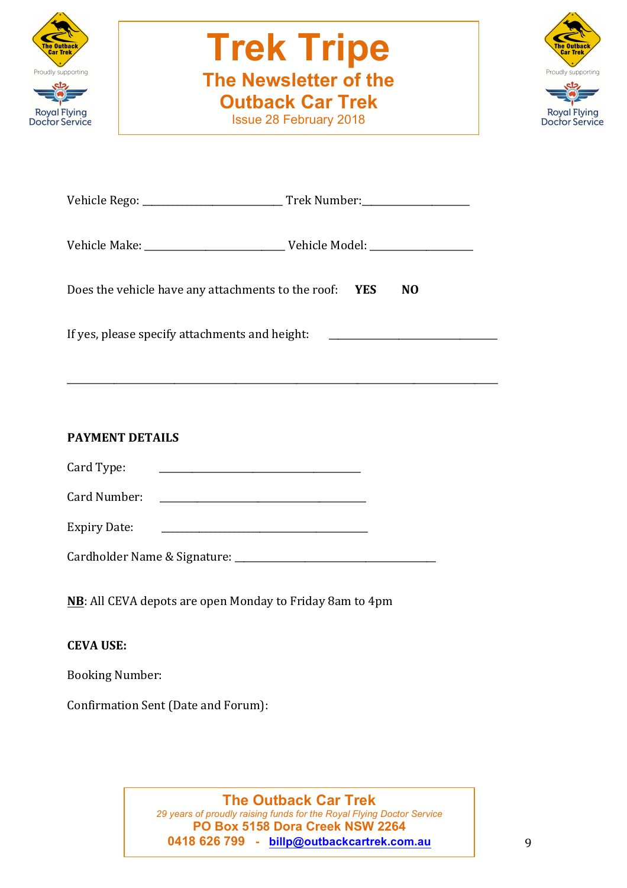Vehicle Rego: ___________________________ Trek Number:_____________________

Vehicle Make: ___________________________ Vehicle Model: ____________________

Does the vehicle have any attachments to the roof: **YES** **NO**

If yes, please specify attachments and height: ________________________________

___________________________________________________________________________________

**PAYMENT DETAILS**

Card Type: _______________________________________

Card Number: _______________________________________

Expiry Date: _______________________________________

Cardholder Name & Signature: _______________________________________

**NB**: All CEVA depots are open Monday to Friday 8am to 4pm

**CEVA USE:**

Booking Number:

Confirmation Sent (Date and Forum):